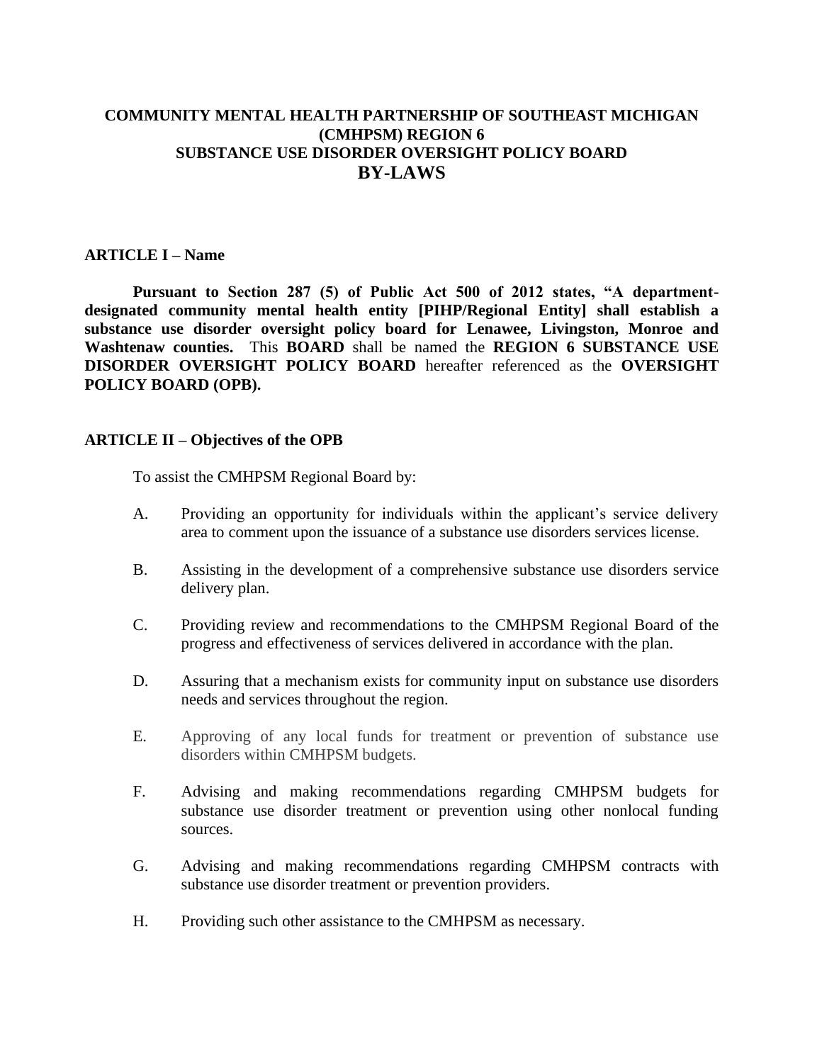# COMMUNITY MENTAL HEALTH PARTNERSHIP OF SOUTHEAST MICHIGAN (CMHPSM) REGION 6 SUBSTANCE USE DISORDER OVERSIGHT POLICY BOARD BY-LAWS

## ARTICLE I – Name

**Pursuant to Section 287 (5) of Public Act 500 of 2012 states, "A department-designated community mental health entity [PIHP/Regional Entity] shall establish a substance use disorder oversight policy board for Lenawee, Livingston, Monroe and Washtenaw counties.** This **BOARD** shall be named the **REGION 6 SUBSTANCE USE DISORDER OVERSIGHT POLICY BOARD** hereafter referenced as the **OVERSIGHT POLICY BOARD (OPB).**

## ARTICLE II – Objectives of the OPB

To assist the CMHPSM Regional Board by:

A. Providing an opportunity for individuals within the applicant's service delivery area to comment upon the issuance of a substance use disorders services license.

B. Assisting in the development of a comprehensive substance use disorders service delivery plan.

C. Providing review and recommendations to the CMHPSM Regional Board of the progress and effectiveness of services delivered in accordance with the plan.

D. Assuring that a mechanism exists for community input on substance use disorders needs and services throughout the region.

E. Approving of any local funds for treatment or prevention of substance use disorders within CMHPSM budgets.

F. Advising and making recommendations regarding CMHPSM budgets for substance use disorder treatment or prevention using other nonlocal funding sources.

G. Advising and making recommendations regarding CMHPSM contracts with substance use disorder treatment or prevention providers.

H. Providing such other assistance to the CMHPSM as necessary.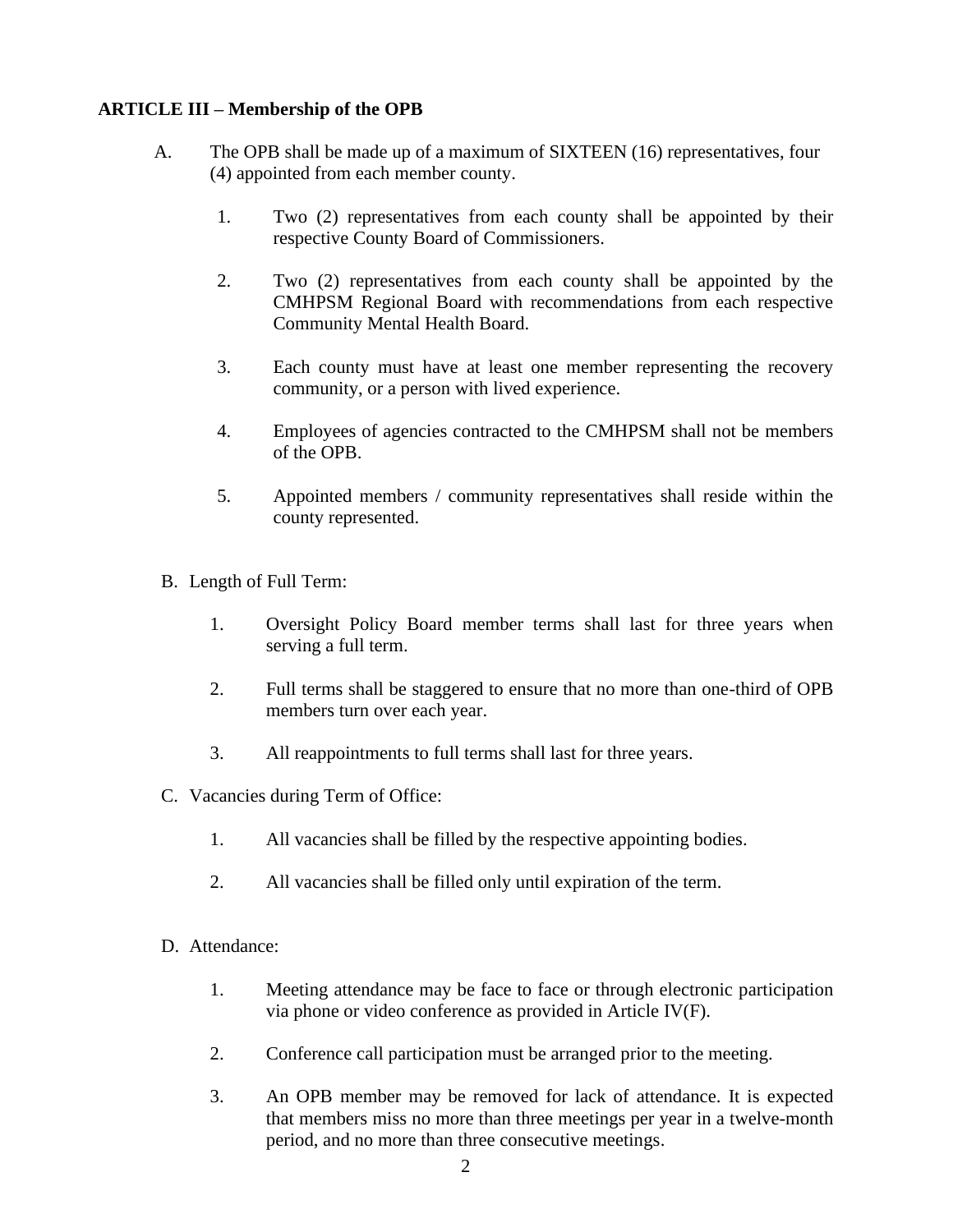**ARTICLE III – Membership of the OPB**

A. The OPB shall be made up of a maximum of SIXTEEN (16) representatives, four (4) appointed from each member county.

   1. Two (2) representatives from each county shall be appointed by their respective County Board of Commissioners.

   2. Two (2) representatives from each county shall be appointed by the CMHPSM Regional Board with recommendations from each respective Community Mental Health Board.

   3. Each county must have at least one member representing the recovery community, or a person with lived experience.

   4. Employees of agencies contracted to the CMHPSM shall not be members of the OPB.

   5. Appointed members / community representatives shall reside within the county represented.

B. Length of Full Term:

   1. Oversight Policy Board member terms shall last for three years when serving a full term.

   2. Full terms shall be staggered to ensure that no more than one-third of OPB members turn over each year.

   3. All reappointments to full terms shall last for three years.

C. Vacancies during Term of Office:

   1. All vacancies shall be filled by the respective appointing bodies.

   2. All vacancies shall be filled only until expiration of the term.

D. Attendance:

   1. Meeting attendance may be face to face or through electronic participation via phone or video conference as provided in Article IV(F).

   2. Conference call participation must be arranged prior to the meeting.

   3. An OPB member may be removed for lack of attendance. It is expected that members miss no more than three meetings per year in a twelve-month period, and no more than three consecutive meetings.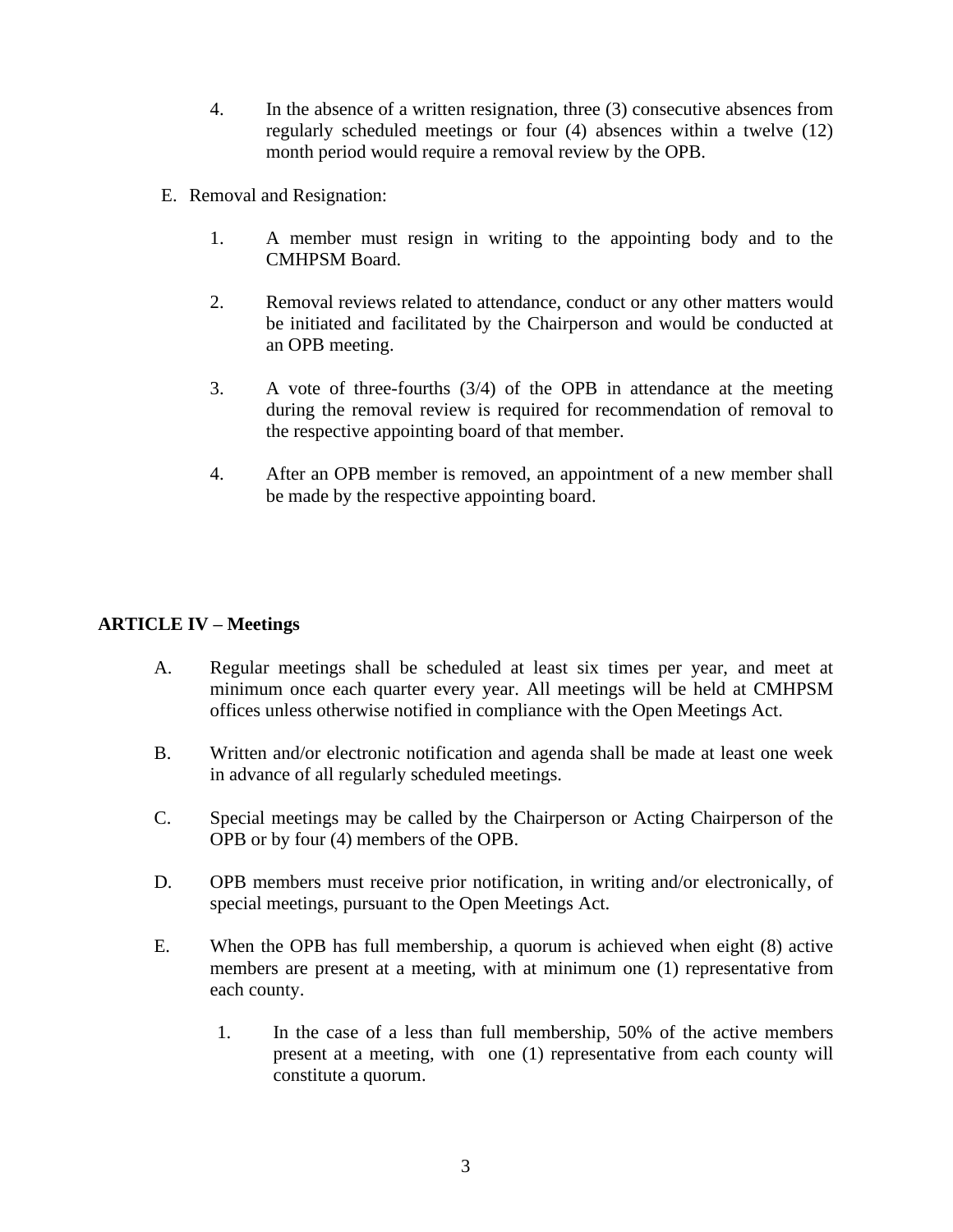4. In the absence of a written resignation, three (3) consecutive absences from regularly scheduled meetings or four (4) absences within a twelve (12) month period would require a removal review by the OPB.

E. Removal and Resignation:

1. A member must resign in writing to the appointing body and to the CMHPSM Board.

2. Removal reviews related to attendance, conduct or any other matters would be initiated and facilitated by the Chairperson and would be conducted at an OPB meeting.

3. A vote of three-fourths (3/4) of the OPB in attendance at the meeting during the removal review is required for recommendation of removal to the respective appointing board of that member.

4. After an OPB member is removed, an appointment of a new member shall be made by the respective appointing board.

**ARTICLE IV – Meetings**

A. Regular meetings shall be scheduled at least six times per year, and meet at minimum once each quarter every year. All meetings will be held at CMHPSM offices unless otherwise notified in compliance with the Open Meetings Act.

B. Written and/or electronic notification and agenda shall be made at least one week in advance of all regularly scheduled meetings.

C. Special meetings may be called by the Chairperson or Acting Chairperson of the OPB or by four (4) members of the OPB.

D. OPB members must receive prior notification, in writing and/or electronically, of special meetings, pursuant to the Open Meetings Act.

E. When the OPB has full membership, a quorum is achieved when eight (8) active members are present at a meeting, with at minimum one (1) representative from each county.

1. In the case of a less than full membership, 50% of the active members present at a meeting, with one (1) representative from each county will constitute a quorum.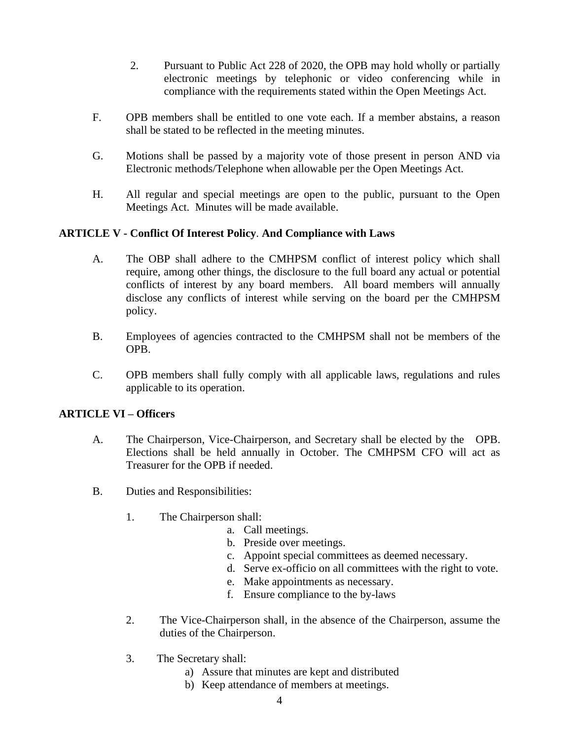2. Pursuant to Public Act 228 of 2020, the OPB may hold wholly or partially electronic meetings by telephonic or video conferencing while in compliance with the requirements stated within the Open Meetings Act.

F. OPB members shall be entitled to one vote each. If a member abstains, a reason shall be stated to be reflected in the meeting minutes.

G. Motions shall be passed by a majority vote of those present in person AND via Electronic methods/Telephone when allowable per the Open Meetings Act.

H. All regular and special meetings are open to the public, pursuant to the Open Meetings Act. Minutes will be made available.

**ARTICLE V - Conflict Of Interest Policy. And Compliance with Laws**

A. The OBP shall adhere to the CMHPSM conflict of interest policy which shall require, among other things, the disclosure to the full board any actual or potential conflicts of interest by any board members. All board members will annually disclose any conflicts of interest while serving on the board per the CMHPSM policy.

B. Employees of agencies contracted to the CMHPSM shall not be members of the OPB.

C. OPB members shall fully comply with all applicable laws, regulations and rules applicable to its operation.

**ARTICLE VI – Officers**

A. The Chairperson, Vice-Chairperson, and Secretary shall be elected by the OPB. Elections shall be held annually in October. The CMHPSM CFO will act as Treasurer for the OPB if needed.

B. Duties and Responsibilities:

1. The Chairperson shall:
    a. Call meetings.
    b. Preside over meetings.
    c. Appoint special committees as deemed necessary.
    d. Serve ex-officio on all committees with the right to vote.
    e. Make appointments as necessary.
    f. Ensure compliance to the by-laws

2. The Vice-Chairperson shall, in the absence of the Chairperson, assume the duties of the Chairperson.

3. The Secretary shall:
    a) Assure that minutes are kept and distributed
    b) Keep attendance of members at meetings.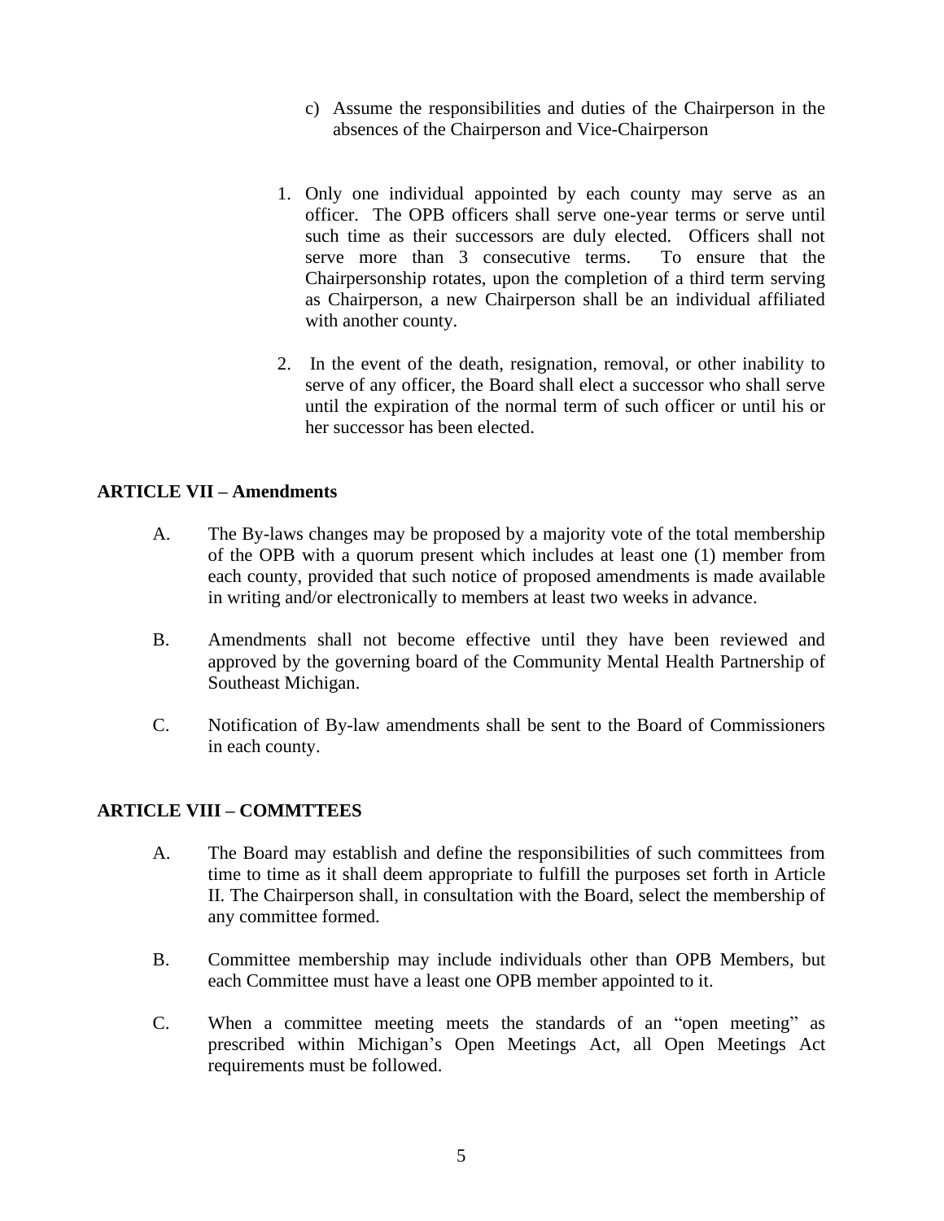c) Assume the responsibilities and duties of the Chairperson in the absences of the Chairperson and Vice-Chairperson

1. Only one individual appointed by each county may serve as an officer. The OPB officers shall serve one-year terms or serve until such time as their successors are duly elected. Officers shall not serve more than 3 consecutive terms. To ensure that the Chairpersonship rotates, upon the completion of a third term serving as Chairperson, a new Chairperson shall be an individual affiliated with another county.

2. In the event of the death, resignation, removal, or other inability to serve of any officer, the Board shall elect a successor who shall serve until the expiration of the normal term of such officer or until his or her successor has been elected.

**ARTICLE VII – Amendments**

A. The By-laws changes may be proposed by a majority vote of the total membership of the OPB with a quorum present which includes at least one (1) member from each county, provided that such notice of proposed amendments is made available in writing and/or electronically to members at least two weeks in advance.

B. Amendments shall not become effective until they have been reviewed and approved by the governing board of the Community Mental Health Partnership of Southeast Michigan.

C. Notification of By-law amendments shall be sent to the Board of Commissioners in each county.

**ARTICLE VIII – COMMTTEES**

A. The Board may establish and define the responsibilities of such committees from time to time as it shall deem appropriate to fulfill the purposes set forth in Article II. The Chairperson shall, in consultation with the Board, select the membership of any committee formed.

B. Committee membership may include individuals other than OPB Members, but each Committee must have a least one OPB member appointed to it.

C. When a committee meeting meets the standards of an "open meeting" as prescribed within Michigan's Open Meetings Act, all Open Meetings Act requirements must be followed.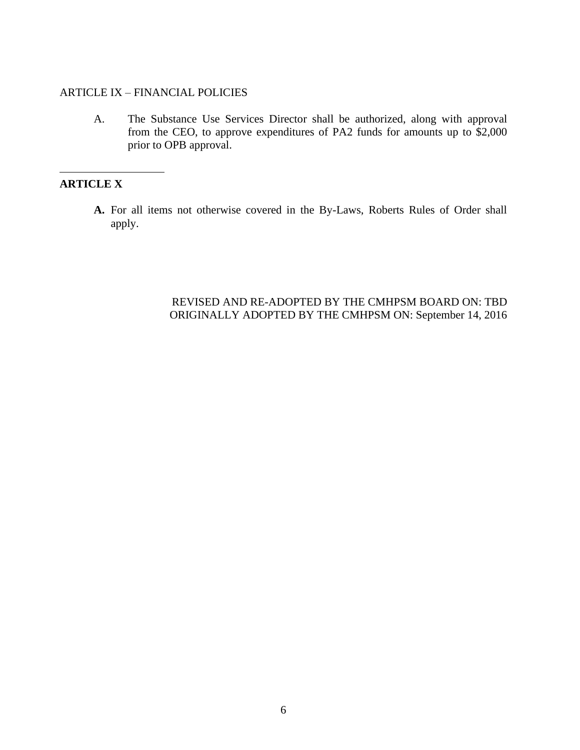ARTICLE IX – FINANCIAL POLICIES

A. The Substance Use Services Director shall be authorized, along with approval from the CEO, to approve expenditures of PA2 funds for amounts up to $2,000 prior to OPB approval.

---

**ARTICLE X**

**A.** For all items not otherwise covered in the By-Laws, Roberts Rules of Order shall apply.

REVISED AND RE-ADOPTED BY THE CMHPSM BOARD ON: TBD
ORIGINALLY ADOPTED BY THE CMHPSM ON: September 14, 2016